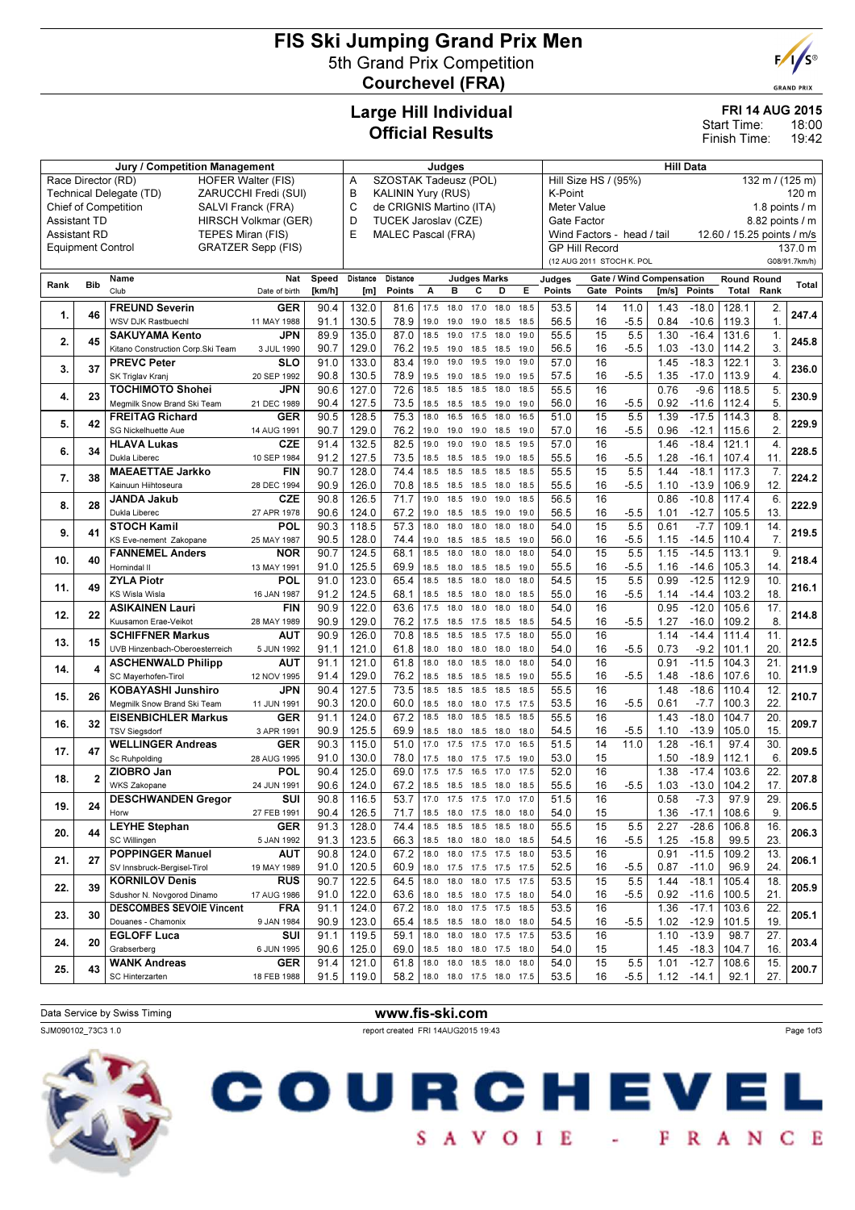# FIS Ski Jumping Grand Prix Men

## 5th Grand Prix Competition

## Courchevel (FRA)

## Large Hill Individual
## Official Results

**FRI 14 AUG 2015**
Start Time: 18:00
Finish Time: 19:42

| Jury / Competition Management | | Judges | | Hill Data | |
|---|---|---|---|---|---|
| Race Director (RD) | HOFER Walter (FIS) | A | SZOSTAK Tadeusz (POL) | Hill Size HS / (95%) | 132 m / (125 m) |
| Technical Delegate (TD) | ZARUCCHI Fredi (SUI) | B | KALININ Yury (RUS) | K-Point | 120 m |
| Chief of Competition | SALVI Franck (FRA) | C | de CRIGNIS Martino (ITA) | Meter Value | 1.8 points / m |
| Assistant TD | HIRSCH Volkmar (GER) | D | TUCEK Jaroslav (CZE) | Gate Factor | 8.82 points / m |
| Assistant RD | TEPES Miran (FIS) | E | MALEC Pascal (FRA) | Wind Factors - head / tail | 12.60 / 15.25 points / m/s |
| Equipment Control | GRATZER Sepp (FIS) | | | GP Hill Record | 137.0 m |
| | | | | (12 AUG 2011 STOCH K. POL | G08/91.7km/h) |

| Rank | Bib | Name / Club | Nat / Date of birth | Speed [km/h] | Distance [m] | Distance Points | A | B | C | D | E | Judges Points | Gate | Gate Points | Wind [m/s] | Wind Points | Round Total | Round Rank | Total |
|---|---|---|---|---|---|---|---|---|---|---|---|---|---|---|---|---|---|---|---|
| 1. | 46 | **FREUND Severin** | GER | 90.4 | 132.0 | 81.6 | 17.5 | 18.0 | 17.0 | 18.0 | 18.5 | 53.5 | 14 | 11.0 | 1.43 | -18.0 | 128.1 | 2. | 247.4 |
| | | WSV DJK Rastbuechl | 11 MAY 1988 | 91.1 | 130.5 | 78.9 | 19.0 | 19.0 | 19.0 | 18.5 | 18.5 | 56.5 | 16 | -5.5 | 0.84 | -10.6 | 119.3 | 1. | |
| 2. | 45 | **SAKUYAMA Kento** | JPN | 89.9 | 135.0 | 87.0 | 18.5 | 19.0 | 17.5 | 18.0 | 19.0 | 55.5 | 15 | 5.5 | 1.30 | -16.4 | 131.6 | 1. | 245.8 |
| | | Kitano Construction Corp.Ski Team | 3 JUL 1990 | 90.7 | 129.0 | 76.2 | 19.5 | 19.0 | 18.5 | 18.5 | 19.0 | 56.5 | 16 | -5.5 | 1.03 | -13.0 | 114.2 | 3. | |
| 3. | 37 | **PREVC Peter** | SLO | 91.0 | 133.0 | 83.4 | 19.0 | 19.0 | 19.5 | 19.0 | 19.0 | 57.0 | 16 | | 1.45 | -18.3 | 122.1 | 3. | 236.0 |
| | | SK Triglav Kranj | 20 SEP 1992 | 90.8 | 130.5 | 78.9 | 19.5 | 19.0 | 18.5 | 19.0 | 19.5 | 57.5 | 16 | -5.5 | 1.35 | -17.0 | 113.9 | 4. | |
| 4. | 23 | **TOCHIMOTO Shohei** | JPN | 90.6 | 127.0 | 72.6 | 18.5 | 18.5 | 18.5 | 18.0 | 18.5 | 55.5 | 16 | | 0.76 | -9.6 | 118.5 | 5. | 230.9 |
| | | Megmilk Snow Brand Ski Team | 21 DEC 1989 | 90.4 | 127.5 | 73.5 | 18.5 | 18.5 | 18.5 | 19.0 | 19.0 | 56.0 | 16 | -5.5 | 0.92 | -11.6 | 112.4 | 5. | |
| 5. | 42 | **FREITAG Richard** | GER | 90.5 | 128.5 | 75.3 | 18.0 | 16.5 | 16.5 | 18.0 | 16.5 | 51.0 | 15 | 5.5 | 1.39 | -17.5 | 114.3 | 8. | 229.9 |
| | | SG Nickelhuette Aue | 14 AUG 1991 | 90.7 | 129.0 | 76.2 | 19.0 | 19.0 | 19.0 | 18.0 | 19.0 | 57.0 | 16 | -5.5 | 0.96 | -12.1 | 115.6 | 2. | |
| 6. | 34 | **HLAVA Lukas** | CZE | 91.4 | 132.5 | 82.5 | 19.0 | 19.0 | 19.0 | 18.5 | 19.5 | 57.0 | 16 | | 1.46 | -18.4 | 121.1 | 4. | 228.5 |
| | | Dukla Liberec | 10 SEP 1984 | 91.2 | 127.5 | 73.5 | 18.5 | 18.5 | 18.5 | 19.0 | 18.5 | 55.5 | 16 | -5.5 | 1.28 | -16.1 | 107.4 | 11. | |
| 7. | 38 | **MAEAETTAE Jarkko** | FIN | 90.7 | 128.0 | 74.4 | 18.5 | 18.5 | 18.5 | 18.5 | 18.5 | 55.5 | 15 | 5.5 | 1.44 | -18.1 | 117.3 | 7. | 224.2 |
| | | Kainuun Hiihtoseura | 28 DEC 1994 | 90.9 | 126.0 | 70.8 | 18.5 | 18.5 | 18.5 | 18.0 | 18.5 | 55.5 | 16 | -5.5 | 1.10 | -13.9 | 106.9 | 12. | |
| 8. | 28 | **JANDA Jakub** | CZE | 90.8 | 126.5 | 71.7 | 19.0 | 18.5 | 19.0 | 19.0 | 18.5 | 56.5 | 16 | | 0.86 | -10.8 | 117.4 | 6. | 222.9 |
| | | Dukla Liberec | 27 APR 1978 | 90.6 | 124.0 | 67.2 | 19.0 | 18.5 | 18.5 | 19.0 | 19.0 | 56.5 | 16 | -5.5 | 1.01 | -12.7 | 105.5 | 13. | |
| 9. | 41 | **STOCH Kamil** | POL | 90.3 | 118.5 | 57.3 | 18.0 | 18.0 | 18.0 | 18.0 | 18.0 | 54.0 | 15 | 5.5 | 0.61 | -7.7 | 109.1 | 14. | 219.5 |
| | | KS Eve-nement Zakopane | 25 MAY 1987 | 90.5 | 128.0 | 74.4 | 19.0 | 18.5 | 18.5 | 18.5 | 19.0 | 56.0 | 16 | -5.5 | 1.15 | -14.5 | 110.4 | 7. | |
| 10. | 40 | **FANNEMEL Anders** | NOR | 90.7 | 124.5 | 68.1 | 18.5 | 18.0 | 18.0 | 18.0 | 18.0 | 54.0 | 15 | 5.5 | 1.15 | -14.5 | 113.1 | 9. | 218.4 |
| | | Hornindal II | 13 MAY 1991 | 91.0 | 125.5 | 69.9 | 18.5 | 18.0 | 18.5 | 18.5 | 19.0 | 55.5 | 16 | -5.5 | 1.16 | -14.6 | 105.3 | 14. | |
| 11. | 49 | **ZYLA Piotr** | POL | 91.0 | 123.0 | 65.4 | 18.5 | 18.5 | 18.0 | 18.0 | 18.0 | 54.5 | 15 | 5.5 | 0.99 | -12.5 | 112.9 | 10. | 216.1 |
| | | KS Wisla Wisla | 16 JAN 1987 | 91.2 | 124.5 | 68.1 | 18.5 | 18.5 | 18.0 | 18.0 | 18.5 | 55.0 | 16 | -5.5 | 1.14 | -14.4 | 103.2 | 18. | |
| 12. | 22 | **ASIKAINEN Lauri** | FIN | 90.9 | 122.0 | 63.6 | 17.5 | 18.0 | 18.0 | 18.0 | 18.0 | 54.0 | 16 | | 0.95 | -12.0 | 105.6 | 17. | 214.8 |
| | | Kuusamon Erae-Veikot | 28 MAY 1989 | 90.9 | 129.0 | 76.2 | 17.5 | 18.5 | 17.5 | 18.5 | 18.5 | 54.5 | 16 | -5.5 | 1.27 | -16.0 | 109.2 | 8. | |
| 13. | 15 | **SCHIFFNER Markus** | AUT | 90.9 | 126.0 | 70.8 | 18.5 | 18.5 | 18.5 | 17.5 | 18.0 | 55.0 | 16 | | 1.14 | -14.4 | 111.4 | 11. | 212.5 |
| | | UVB Hinzenbach-Oberoesterreich | 5 JUN 1992 | 91.1 | 121.0 | 61.8 | 18.0 | 18.0 | 18.0 | 18.0 | 18.0 | 54.0 | 16 | -5.5 | 0.73 | -9.2 | 101.1 | 20. | |
| 14. | 4 | **ASCHENWALD Philipp** | AUT | 91.1 | 121.0 | 61.8 | 18.0 | 18.0 | 18.5 | 18.0 | 18.0 | 54.0 | 16 | | 0.91 | -11.5 | 104.3 | 21. | 211.9 |
| | | SC Mayerhofen-Tirol | 12 NOV 1995 | 91.4 | 129.0 | 76.2 | 18.5 | 18.5 | 18.5 | 18.5 | 19.0 | 55.5 | 16 | -5.5 | 1.48 | -18.6 | 107.6 | 10. | |
| 15. | 26 | **KOBAYASHI Junshiro** | JPN | 90.4 | 127.5 | 73.5 | 18.5 | 18.5 | 18.5 | 18.5 | 18.5 | 55.5 | 16 | | 1.48 | -18.6 | 110.4 | 12. | 210.7 |
| | | Megmilk Snow Brand Ski Team | 11 JUN 1991 | 90.3 | 120.0 | 60.0 | 18.5 | 18.0 | 18.0 | 17.5 | 17.5 | 53.5 | 16 | -5.5 | 0.61 | -7.7 | 100.3 | 22. | |
| 16. | 32 | **EISENBICHLER Markus** | GER | 91.1 | 124.0 | 67.2 | 18.5 | 18.0 | 18.5 | 18.5 | 18.5 | 55.5 | 16 | | 1.43 | -18.0 | 104.7 | 20. | 209.7 |
| | | TSV Siegsdorf | 3 APR 1991 | 90.9 | 125.5 | 69.9 | 18.5 | 18.0 | 18.5 | 18.0 | 18.0 | 54.5 | 16 | -5.5 | 1.10 | -13.9 | 105.0 | 15. | |
| 17. | 47 | **WELLINGER Andreas** | GER | 90.3 | 115.0 | 51.0 | 17.0 | 17.5 | 17.5 | 17.0 | 16.5 | 51.5 | 14 | 11.0 | 1.28 | -16.1 | 97.4 | 30. | 209.5 |
| | | Sc Ruhpolding | 28 AUG 1995 | 91.0 | 130.0 | 78.0 | 17.5 | 18.0 | 17.5 | 17.5 | 19.0 | 53.0 | 15 | | 1.50 | -18.9 | 112.1 | 6. | |
| 18. | 2 | **ZIOBRO Jan** | POL | 90.4 | 125.0 | 69.0 | 17.5 | 17.5 | 16.5 | 17.0 | 17.5 | 52.0 | 16 | | 1.38 | -17.4 | 103.6 | 22. | 207.8 |
| | | WKS Zakopane | 24 JUN 1991 | 90.6 | 124.0 | 67.2 | 18.5 | 18.5 | 18.5 | 18.5 | 18.5 | 55.5 | 16 | -5.5 | 1.03 | -13.0 | 104.2 | 17. | |
| 19. | 24 | **DESCHWANDEN Gregor** | SUI | 90.8 | 116.5 | 53.7 | 17.0 | 17.5 | 17.5 | 17.0 | 17.0 | 51.5 | 16 | | 0.58 | -7.3 | 97.9 | 29. | 206.5 |
| | | Horw | 27 FEB 1991 | 90.4 | 126.5 | 71.7 | 18.5 | 18.0 | 17.5 | 18.0 | 18.0 | 54.0 | 15 | | 1.36 | -17.1 | 108.6 | 9. | |
| 20. | 44 | **LEYHE Stephan** | GER | 91.3 | 128.0 | 74.4 | 18.5 | 18.5 | 18.5 | 18.5 | 18.0 | 55.5 | 15 | 5.5 | 2.27 | -28.6 | 106.8 | 16. | 206.3 |
| | | SC Willingen | 5 JAN 1992 | 91.3 | 123.5 | 66.3 | 18.5 | 18.0 | 18.0 | 18.0 | 18.5 | 54.5 | 16 | -5.5 | 1.25 | -15.8 | 99.5 | 23. | |
| 21. | 27 | **POPPINGER Manuel** | AUT | 90.8 | 124.0 | 67.2 | 18.0 | 18.0 | 17.5 | 17.5 | 18.0 | 53.5 | 16 | | 0.91 | -11.5 | 109.2 | 13. | 206.1 |
| | | SV Innsbruck-Bergisel-Tirol | 19 MAY 1989 | 91.0 | 120.5 | 60.9 | 18.0 | 17.5 | 17.5 | 17.5 | 17.5 | 52.5 | 16 | -5.5 | 0.87 | -11.0 | 96.9 | 24. | |
| 22. | 39 | **KORNILOV Denis** | RUS | 90.7 | 122.5 | 64.5 | 18.0 | 18.0 | 18.0 | 17.5 | 17.5 | 53.5 | 15 | 5.5 | 1.44 | -18.1 | 105.4 | 18. | 205.9 |
| | | Sdushor N. Novgorod Dinamo | 17 AUG 1986 | 91.0 | 122.0 | 63.6 | 18.0 | 18.5 | 18.0 | 17.5 | 18.0 | 54.0 | 16 | -5.5 | 0.92 | -11.6 | 100.5 | 21. | |
| 23. | 30 | **DESCOMBES SEVOIE Vincent** | FRA | 91.1 | 124.0 | 67.2 | 18.0 | 18.0 | 17.5 | 17.5 | 18.5 | 53.5 | 16 | | 1.36 | -17.1 | 103.6 | 22. | 205.1 |
| | | Douanes - Chamonix | 9 JAN 1984 | 90.9 | 123.0 | 65.4 | 18.5 | 18.5 | 18.0 | 18.0 | 18.0 | 54.5 | 16 | -5.5 | 1.02 | -12.9 | 101.5 | 19. | |
| 24. | 20 | **EGLOFF Luca** | SUI | 91.1 | 119.5 | 59.1 | 18.0 | 18.0 | 18.0 | 17.5 | 17.5 | 53.5 | 16 | | 1.10 | -13.9 | 98.7 | 27. | 203.4 |
| | | Grabserberg | 6 JUN 1995 | 90.6 | 125.0 | 69.0 | 18.5 | 18.0 | 18.0 | 17.5 | 18.0 | 54.0 | 15 | | 1.45 | -18.3 | 104.7 | 16. | |
| 25. | 43 | **WANK Andreas** | GER | 91.4 | 121.0 | 61.8 | 18.0 | 18.0 | 18.5 | 18.0 | 18.0 | 54.0 | 15 | 5.5 | 1.01 | -12.7 | 108.6 | 15. | 200.7 |
| | | SC Hinterzarten | 18 FEB 1988 | 91.5 | 119.0 | 58.2 | 18.0 | 18.0 | 17.5 | 18.0 | 17.5 | 53.5 | 16 | -5.5 | 1.12 | -14.1 | 92.1 | 27. | |

Data Service by Swiss Timing — www.fis-ski.com

SJM090102_73C3 1.0 — report created FRI 14AUG2015 19:43

COURCHEVEL SAVOIE - FRANCE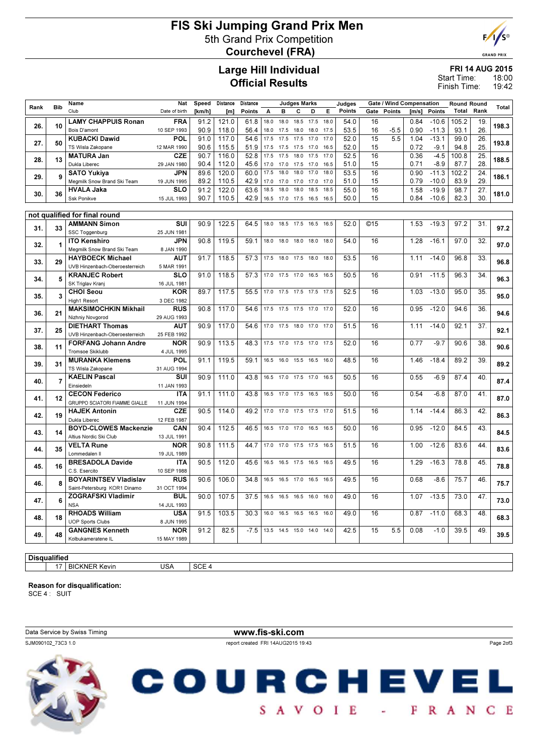# FIS Ski Jumping Grand Prix Men

## 5th Grand Prix Competition

## Courchevel (FRA)

## Large Hill Individual
## Official Results

**FRI 14 AUG 2015**
Start Time: 18:00
Finish Time: 19:42

| Rank | Bib | Name / Club | Nat / Date of birth | Speed [km/h] | Distance [m] | Distance Points | A | B | C | D | E | Judges Points | Gate | Gate Points | Wind [m/s] | Wind Points | Round Total | Round Rank | Total |
|---|---|---|---|---|---|---|---|---|---|---|---|---|---|---|---|---|---|---|---|
| 26. | 10 | LAMY CHAPPUIS Ronan | FRA | 91.2 | 121.0 | 61.8 | 18.0 | 18.0 | 18.5 | 17.5 | 18.0 | 54.0 | 16 | | 0.84 | -10.6 | 105.2 | 19. | 198.3 |
| | | Bois D'amont | 10 SEP 1993 | 90.9 | 118.0 | 56.4 | 18.0 | 17.5 | 18.0 | 18.0 | 17.5 | 53.5 | 16 | -5.5 | 0.90 | -11.3 | 93.1 | 26. | |
| 27. | 50 | KUBACKI Dawid | POL | 91.0 | 117.0 | 54.6 | 17.5 | 17.5 | 17.5 | 17.0 | 17.0 | 52.0 | 15 | 5.5 | 1.04 | -13.1 | 99.0 | 26. | 193.8 |
| | | TS Wisla Zakopane | 12 MAR 1990 | 90.6 | 115.5 | 51.9 | 17.5 | 17.5 | 17.5 | 17.0 | 16.5 | 52.0 | 15 | | 0.72 | -9.1 | 94.8 | 25. | |
| 28. | 13 | MATURA Jan | CZE | 90.7 | 116.0 | 52.8 | 17.5 | 17.5 | 18.0 | 17.5 | 17.0 | 52.5 | 16 | | 0.36 | -4.5 | 100.8 | 25. | 188.5 |
| | | Dukla Liberec | 29 JAN 1980 | 90.4 | 112.0 | 45.6 | 17.0 | 17.0 | 17.5 | 17.0 | 16.5 | 51.0 | 15 | | 0.71 | -8.9 | 87.7 | 28. | |
| 29. | 9 | SATO Yukiya | JPN | 89.6 | 120.0 | 60.0 | 17.5 | 18.0 | 18.0 | 17.0 | 18.0 | 53.5 | 16 | | 0.90 | -11.3 | 102.2 | 24. | 186.1 |
| | | Megmilk Snow Brand Ski Team | 19 JUN 1995 | 89.2 | 110.5 | 42.9 | 17.0 | 17.0 | 17.0 | 17.0 | 17.0 | 51.0 | 15 | | 0.79 | -10.0 | 83.9 | 29. | |
| 30. | 36 | HVALA Jaka | SLO | 91.2 | 122.0 | 63.6 | 18.5 | 18.0 | 18.0 | 18.5 | 18.5 | 55.0 | 16 | | 1.58 | -19.9 | 98.7 | 27. | 181.0 |
| | | Ssk Ponikve | 15 JUL 1993 | 90.7 | 110.5 | 42.9 | 16.5 | 17.0 | 17.5 | 16.5 | 16.5 | 50.0 | 15 | | 0.84 | -10.6 | 82.3 | 30. | |

**not qualified for final round**

| Rank | Bib | Name / Club | Nat / Date of birth | Speed [km/h] | Distance [m] | Distance Points | A | B | C | D | E | Judges Points | Gate | Gate Points | Wind [m/s] | Wind Points | Round Total | Round Rank | Total |
|---|---|---|---|---|---|---|---|---|---|---|---|---|---|---|---|---|---|---|---|
| 31. | 33 | AMMANN Simon / SSC Toggenburg | SUI / 25 JUN 1981 | 90.9 | 122.5 | 64.5 | 18.0 | 18.5 | 17.5 | 16.5 | 16.5 | 52.0 | ©15 | | 1.53 | -19.3 | 97.2 | 31. | 97.2 |
| 32. | 1 | ITO Kenshiro / Megmilk Snow Brand Ski Team | JPN / 8 JAN 1990 | 90.8 | 119.5 | 59.1 | 18.0 | 18.0 | 18.0 | 18.0 | 18.0 | 54.0 | 16 | | 1.28 | -16.1 | 97.0 | 32. | 97.0 |
| 33. | 29 | HAYBOECK Michael / UVB Hinzenbach-Oberoesterreich | AUT / 5 MAR 1991 | 91.7 | 118.5 | 57.3 | 17.5 | 18.0 | 17.5 | 18.0 | 18.0 | 53.5 | 16 | | 1.11 | -14.0 | 96.8 | 33. | 96.8 |
| 34. | 5 | KRANJEC Robert / SK Triglav Kranj | SLO / 16 JUL 1981 | 91.0 | 118.5 | 57.3 | 17.0 | 17.5 | 17.0 | 16.5 | 16.5 | 50.5 | 16 | | 0.91 | -11.5 | 96.3 | 34. | 96.3 |
| 35. | 3 | CHOI Seou / High1 Resort | KOR / 3 DEC 1982 | 89.7 | 117.5 | 55.5 | 17.0 | 17.5 | 17.5 | 17.5 | 17.5 | 52.5 | 16 | | 1.03 | -13.0 | 95.0 | 35. | 95.0 |
| 36. | 21 | MAKSIMOCHKIN Mikhail / Nizhniy Novgorod | RUS / 29 AUG 1993 | 90.8 | 117.0 | 54.6 | 17.5 | 17.5 | 17.5 | 17.0 | 17.0 | 52.0 | 16 | | 0.95 | -12.0 | 94.6 | 36. | 94.6 |
| 37. | 25 | DIETHART Thomas / UVB Hinzenbach-Oberoesterreich | AUT / 25 FEB 1992 | 90.9 | 117.0 | 54.6 | 17.0 | 17.5 | 18.0 | 17.0 | 17.0 | 51.5 | 16 | | 1.11 | -14.0 | 92.1 | 37. | 92.1 |
| 38. | 11 | FORFANG Johann Andre / Tromsoe Skiklubb | NOR / 4 JUL 1995 | 90.9 | 113.5 | 48.3 | 17.5 | 17.0 | 17.5 | 17.0 | 17.5 | 52.0 | 16 | | 0.77 | -9.7 | 90.6 | 38. | 90.6 |
| 39. | 31 | MURANKA Klemens / TS Wisla Zakopane | POL / 31 AUG 1994 | 91.1 | 119.5 | 59.1 | 16.5 | 16.0 | 15.5 | 16.5 | 16.0 | 48.5 | 16 | | 1.46 | -18.4 | 89.2 | 39. | 89.2 |
| 40. | 7 | KAELIN Pascal / Einsiedeln | SUI / 11 JAN 1993 | 90.9 | 111.0 | 43.8 | 16.5 | 17.0 | 17.5 | 17.0 | 16.5 | 50.5 | 16 | | 0.55 | -6.9 | 87.4 | 40. | 87.4 |
| 41. | 12 | CECON Federico / GRUPPO SCIATORI FIAMME GIALLE | ITA / 11 JUN 1994 | 91.1 | 111.0 | 43.8 | 16.5 | 17.0 | 17.5 | 16.5 | 16.5 | 50.0 | 16 | | 0.54 | -6.8 | 87.0 | 41. | 87.0 |
| 42. | 19 | HAJEK Antonin / Dukla Liberec | CZE / 12 FEB 1987 | 90.5 | 114.0 | 49.2 | 17.0 | 17.0 | 17.5 | 17.5 | 17.0 | 51.5 | 16 | | 1.14 | -14.4 | 86.3 | 42. | 86.3 |
| 43. | 14 | BOYD-CLOWES Mackenzie / Altius Nordic Ski Club | CAN / 13 JUL 1991 | 90.4 | 112.5 | 46.5 | 16.5 | 17.0 | 17.0 | 16.5 | 16.5 | 50.0 | 16 | | 0.95 | -12.0 | 84.5 | 43. | 84.5 |
| 44. | 35 | VELTA Rune / Lommedalen Il | NOR / 19 JUL 1989 | 90.8 | 111.5 | 44.7 | 17.0 | 17.0 | 17.5 | 17.5 | 16.5 | 51.5 | 16 | | 1.00 | -12.6 | 83.6 | 44. | 83.6 |
| 45. | 16 | BRESADOLA Davide / C.S. Esercito | ITA / 10 SEP 1988 | 90.5 | 112.0 | 45.6 | 16.5 | 16.5 | 17.5 | 16.5 | 16.5 | 49.5 | 16 | | 1.29 | -16.3 | 78.8 | 45. | 78.8 |
| 46. | 8 | BOYARINTSEV Vladislav / Saint-Petersburg KOR1 Dinamo | RUS / 31 OCT 1994 | 90.6 | 106.0 | 34.8 | 16.5 | 16.5 | 17.0 | 16.5 | 16.5 | 49.5 | 16 | | 0.68 | -8.6 | 75.7 | 46. | 75.7 |
| 47. | 6 | ZOGRAFSKI Vladimir / NSA | BUL / 14 JUL 1993 | 90.0 | 107.5 | 37.5 | 16.5 | 16.5 | 16.5 | 16.0 | 16.0 | 49.0 | 16 | | 1.07 | -13.5 | 73.0 | 47. | 73.0 |
| 48. | 18 | RHOADS William / UOP Sports Clubs | USA / 8 JUN 1995 | 91.5 | 103.5 | 30.3 | 16.0 | 16.5 | 16.5 | 16.5 | 16.0 | 49.0 | 16 | | 0.87 | -11.0 | 68.3 | 48. | 68.3 |
| 49. | 48 | GANGNES Kenneth / Kolbukameratene IL | NOR / 15 MAY 1989 | 91.2 | 82.5 | -7.5 | 13.5 | 14.5 | 15.0 | 14.0 | 14.0 | 42.5 | 15 | 5.5 | 0.08 | -1.0 | 39.5 | 49. | 39.5 |

**Disqualified**

| Bib | Name | Nat | Reason |
|---|---|---|---|
| 17 | BICKNER Kevin | USA | SCE 4 |

**Reason for disqualification:**
SCE 4 : SUIT

Data Service by Swiss Timing

www.fis-ski.com

SJM090102_73C3 1.0 report created FRI 14AUG2015 19:43

COURCHEVEL SAVOIE - FRANCE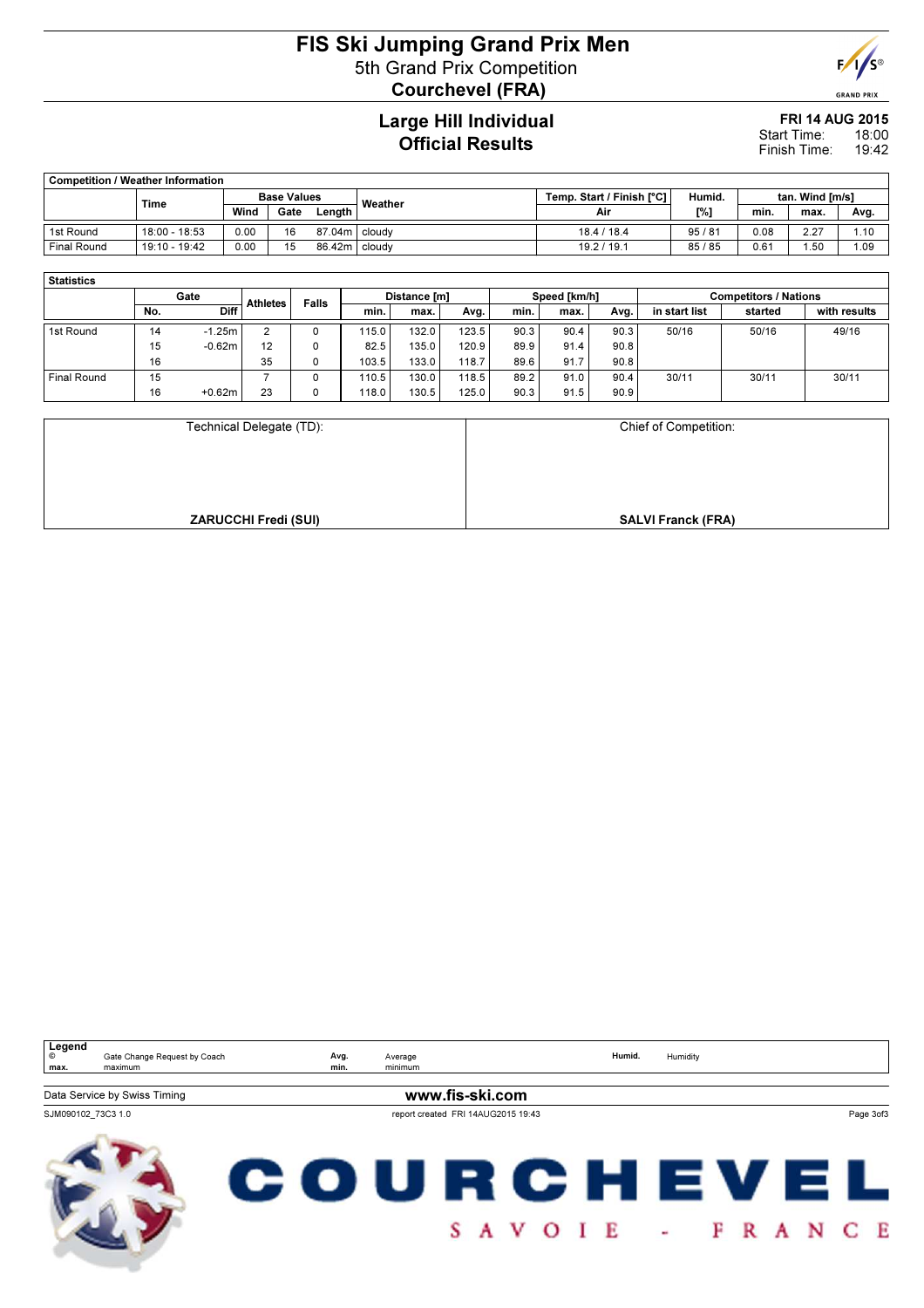# FIS Ski Jumping Grand Prix Men

5th Grand Prix Competition

**Courchevel (FRA)**

## Large Hill Individual
## Official Results

**FRI 14 AUG 2015**

Start Time: 18:00

Finish Time: 19:42

| Competition / Weather Information | Time | Base Values | | | Weather | Temp. Start / Finish [°C] | Humid. | tan. Wind [m/s] | | |
|---|---|---|---|---|---|---|---|---|---|---|
| | | Wind | Gate | Length | | Air | [%] | min. | max. | Avg. |
| 1st Round | 18:00 - 18:53 | 0.00 | 16 | 87.04m | cloudy | 18.4 / 18.4 | 95 / 81 | 0.08 | 2.27 | 1.10 |
| Final Round | 19:10 - 19:42 | 0.00 | 15 | 86.42m | cloudy | 19.2 / 19.1 | 85 / 85 | 0.61 | 1.50 | 1.09 |

| Statistics | Gate | | Athletes | Falls | Distance [m] | | | Speed [km/h] | | | Competitors / Nations | | |
|---|---|---|---|---|---|---|---|---|---|---|---|---|---|
| | No. | Diff | | | min. | max. | Avg. | min. | max. | Avg. | in start list | started | with results |
| 1st Round | 14 | -1.25m | 2 | 0 | 115.0 | 132.0 | 123.5 | 90.3 | 90.4 | 90.3 | 50/16 | 50/16 | 49/16 |
| | 15 | -0.62m | 12 | 0 | 82.5 | 135.0 | 120.9 | 89.9 | 91.4 | 90.8 | | | |
| | 16 | | 35 | 0 | 103.5 | 133.0 | 118.7 | 89.6 | 91.7 | 90.8 | | | |
| Final Round | 15 | | 7 | 0 | 110.5 | 130.0 | 118.5 | 89.2 | 91.0 | 90.4 | 30/11 | 30/11 | 30/11 |
| | 16 | +0.62m | 23 | 0 | 118.0 | 130.5 | 125.0 | 90.3 | 91.5 | 90.9 | | | |

| Technical Delegate (TD): | Chief of Competition: |
|---|---|
| **ZARUCCHI Fredi (SUI)** | **SALVI Franck (FRA)** |

**Legend**

| | | | | | |
|---|---|---|---|---|---|
| © | Gate Change Request by Coach | Avg. | Average | Humid. | Humidity |
| max. | maximum | min. | minimum | | |

Data Service by Swiss Timing

www.fis-ski.com

SJM090102_73C3 1.0

report created FRI 14AUG2015 19:43

COURCHEVEL

SAVOIE - FRANCE